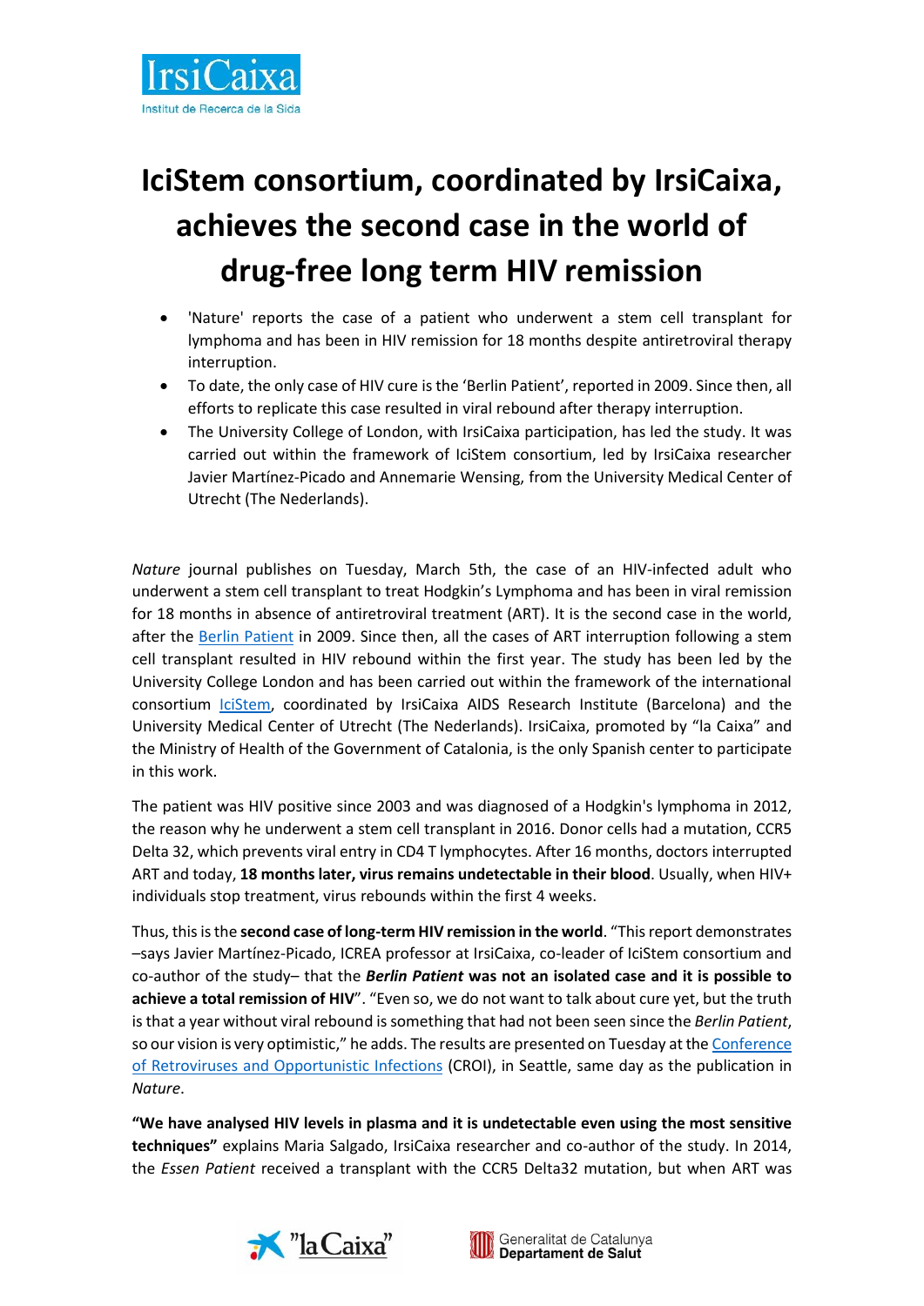# IciStem consortium, coordinated by IrsiCaixa, achieves the second case in the world of drug-free long term HIV remission

- 'Nature' reports the case of a patient who underwent a stem cell transplant for lymphoma and has been in HIV remission for 18 months despite antiretroviral therapy interruption.
- To date, the only case of HIV cure is the 'Berlin Patient', reported in 2009. Since then, all efforts to replicate this case resulted in viral rebound after therapy interruption.
- The University College of London, with IrsiCaixa participation, has led the study. It was carried out within the framework of IciStem consortium, led by IrsiCaixa researcher Javier Martínez-Picado and Annemarie Wensing, from the University Medical Center of Utrecht (The Nederlands).

*Nature* journal publishes on Tuesday, March 5th, the case of an HIV-infected adult who underwent a stem cell transplant to treat Hodgkin's Lymphoma and has been in viral remission for 18 months in absence of antiretroviral treatment (ART). It is the second case in the world, after the Berlin Patient in 2009. Since then, all the cases of ART interruption following a stem cell transplant resulted in HIV rebound within the first year. The study has been led by the University College London and has been carried out within the framework of the international consortium IciStem, coordinated by IrsiCaixa AIDS Research Institute (Barcelona) and the University Medical Center of Utrecht (The Nederlands). IrsiCaixa, promoted by "la Caixa" and the Ministry of Health of the Government of Catalonia, is the only Spanish center to participate in this work.

The patient was HIV positive since 2003 and was diagnosed of a Hodgkin's lymphoma in 2012, the reason why he underwent a stem cell transplant in 2016. Donor cells had a mutation, CCR5 Delta 32, which prevents viral entry in CD4 T lymphocytes. After 16 months, doctors interrupted ART and today, **18 months later, virus remains undetectable in their blood**. Usually, when HIV+ individuals stop treatment, virus rebounds within the first 4 weeks.

Thus, this is the **second case of long-term HIV remission in the world**. "This report demonstrates –says Javier Martínez-Picado, ICREA professor at IrsiCaixa, co-leader of IciStem consortium and co-author of the study– that the ***Berlin Patient*** **was not an isolated case and it is possible to achieve a total remission of HIV**". "Even so, we do not want to talk about cure yet, but the truth is that a year without viral rebound is something that had not been seen since the *Berlin Patient*, so our vision is very optimistic," he adds. The results are presented on Tuesday at the Conference of Retroviruses and Opportunistic Infections (CROI), in Seattle, same day as the publication in *Nature*.

**"We have analysed HIV levels in plasma and it is undetectable even using the most sensitive techniques"** explains Maria Salgado, IrsiCaixa researcher and co-author of the study. In 2014, the *Essen Patient* received a transplant with the CCR5 Delta32 mutation, but when ART was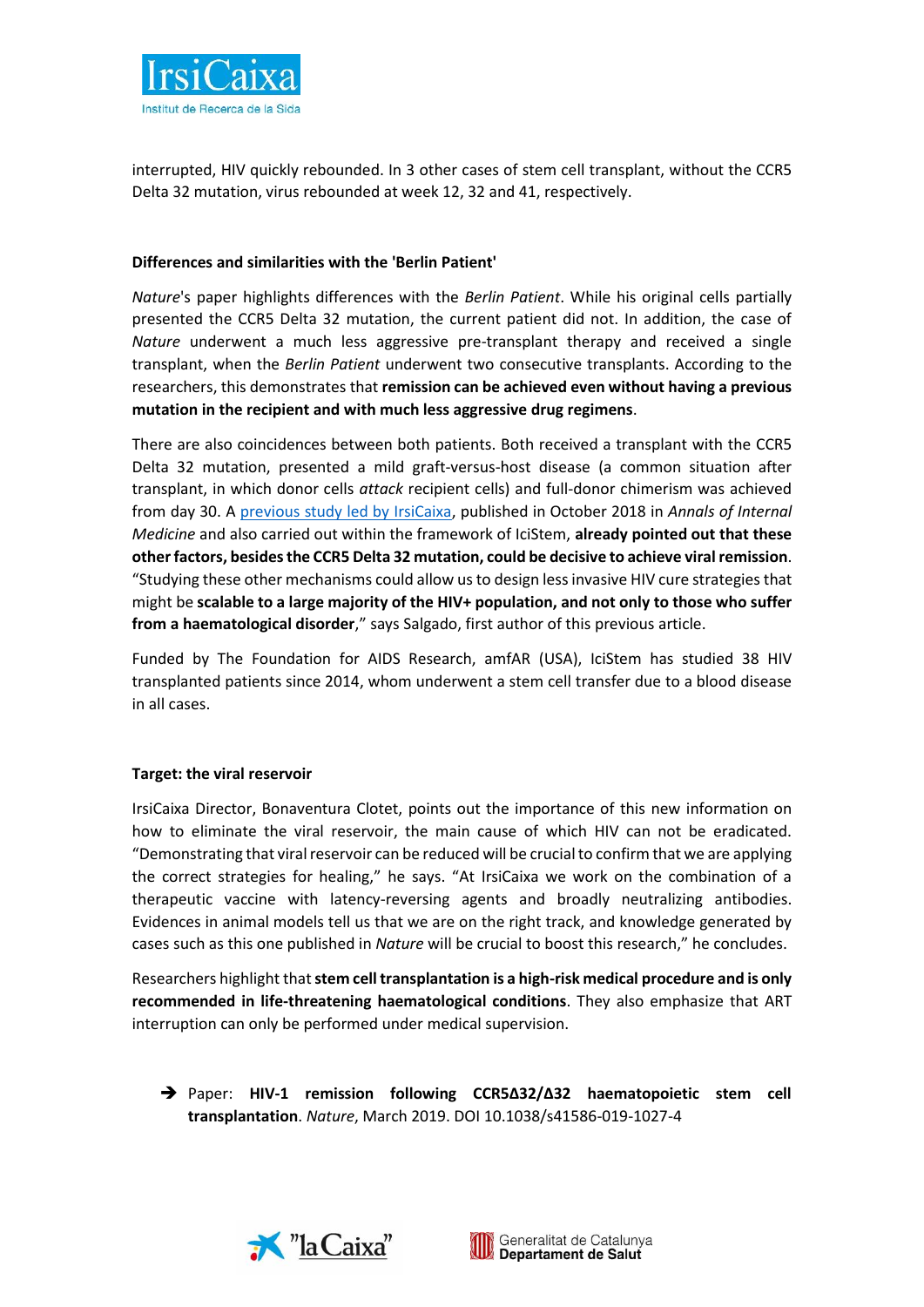interrupted, HIV quickly rebounded. In 3 other cases of stem cell transplant, without the CCR5 Delta 32 mutation, virus rebounded at week 12, 32 and 41, respectively.

### Differences and similarities with the 'Berlin Patient'

*Nature*'s paper highlights differences with the *Berlin Patient*. While his original cells partially presented the CCR5 Delta 32 mutation, the current patient did not. In addition, the case of *Nature* underwent a much less aggressive pre-transplant therapy and received a single transplant, when the *Berlin Patient* underwent two consecutive transplants. According to the researchers, this demonstrates that **remission can be achieved even without having a previous mutation in the recipient and with much less aggressive drug regimens**.

There are also coincidences between both patients. Both received a transplant with the CCR5 Delta 32 mutation, presented a mild graft-versus-host disease (a common situation after transplant, in which donor cells *attack* recipient cells) and full-donor chimerism was achieved from day 30. A previous study led by IrsiCaixa, published in October 2018 in *Annals of Internal Medicine* and also carried out within the framework of IciStem, **already pointed out that these other factors, besides the CCR5 Delta 32 mutation, could be decisive to achieve viral remission**. "Studying these other mechanisms could allow us to design less invasive HIV cure strategies that might be **scalable to a large majority of the HIV+ population, and not only to those who suffer from a haematological disorder**," says Salgado, first author of this previous article.

Funded by The Foundation for AIDS Research, amfAR (USA), IciStem has studied 38 HIV transplanted patients since 2014, whom underwent a stem cell transfer due to a blood disease in all cases.

### Target: the viral reservoir

IrsiCaixa Director, Bonaventura Clotet, points out the importance of this new information on how to eliminate the viral reservoir, the main cause of which HIV can not be eradicated. "Demonstrating that viral reservoir can be reduced will be crucial to confirm that we are applying the correct strategies for healing," he says. "At IrsiCaixa we work on the combination of a therapeutic vaccine with latency-reversing agents and broadly neutralizing antibodies. Evidences in animal models tell us that we are on the right track, and knowledge generated by cases such as this one published in *Nature* will be crucial to boost this research," he concludes.

Researchers highlight that **stem cell transplantation is a high-risk medical procedure and is only recommended in life-threatening haematological conditions**. They also emphasize that ART interruption can only be performed under medical supervision.

➔ Paper: **HIV-1 remission following CCR5Δ32/Δ32 haematopoietic stem cell transplantation**. *Nature*, March 2019. DOI 10.1038/s41586-019-1027-4